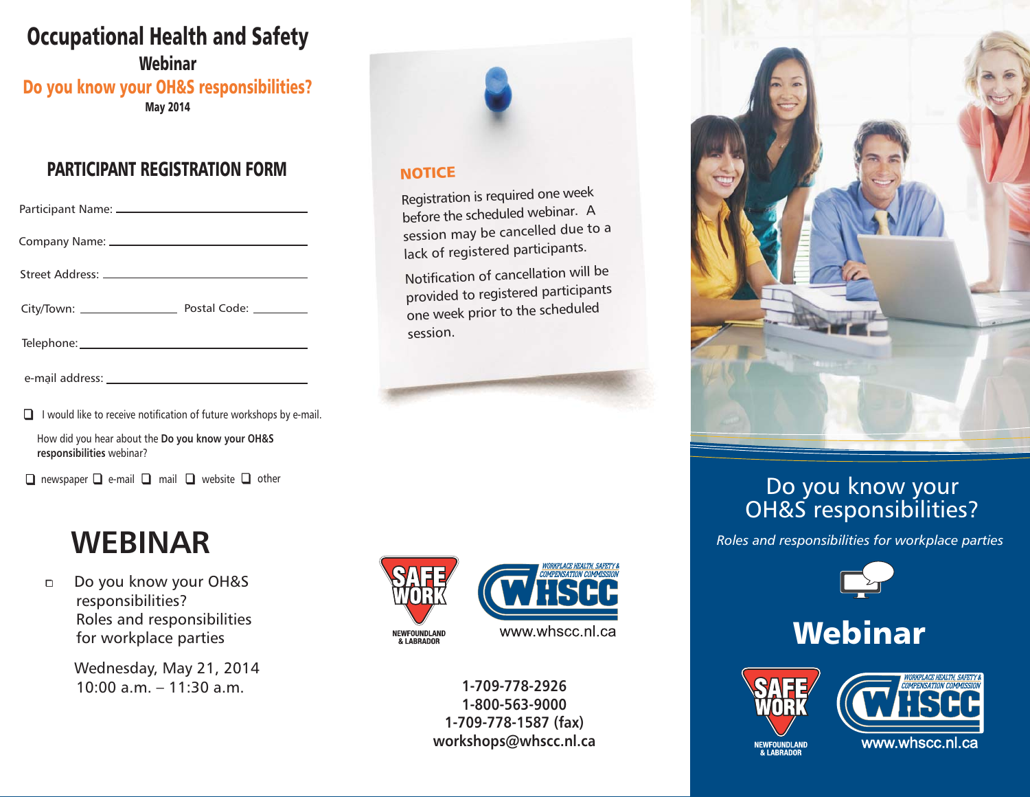# Occupational Health and Safety

## Webinar

## Do you know your OH&S responsibilities?

**May 2014**

## PARTICIPANT REGISTRATION FORM

Participant Name: ______________________________

Company Name: ______________________________

Street Address: ______________________________

City/Town: ______________ Postal Code: __________

Telephone: ______________________________

e-mail address: ______________________________

❑ I would like to receive notification of future workshops by e-mail.

How did you hear about the **Do you know your OH&S responsibilities** webinar?

❑ newspaper ❑ e-mail ❑ mail ❑ website ❑ other

## WEBINAR

- Do you know your OH&S responsibilities?
  Roles and responsibilities for workplace parties

  Wednesday, May 21, 2014
  10:00 a.m. – 11:30 a.m.

## NOTICE

Registration is required one week before the scheduled webinar. A session may be cancelled due to a lack of registered participants.

Notification of cancellation will be provided to registered participants one week prior to the scheduled session.

SAFE WORK NEWFOUNDLAND & LABRADOR

WORKPLACE HEALTH, SAFETY & COMPENSATION COMMISSION — WHSCC

www.whscc.nl.ca

**1-709-778-2926**
**1-800-563-9000**
**1-709-778-1587 (fax)**
**workshops@whscc.nl.ca**

# Do you know your OH&S responsibilities?

*Roles and responsibilities for workplace parties*

# Webinar

SAFE WORK NEWFOUNDLAND & LABRADOR

WORKPLACE HEALTH, SAFETY & COMPENSATION COMMISSION — WHSCC

www.whscc.nl.ca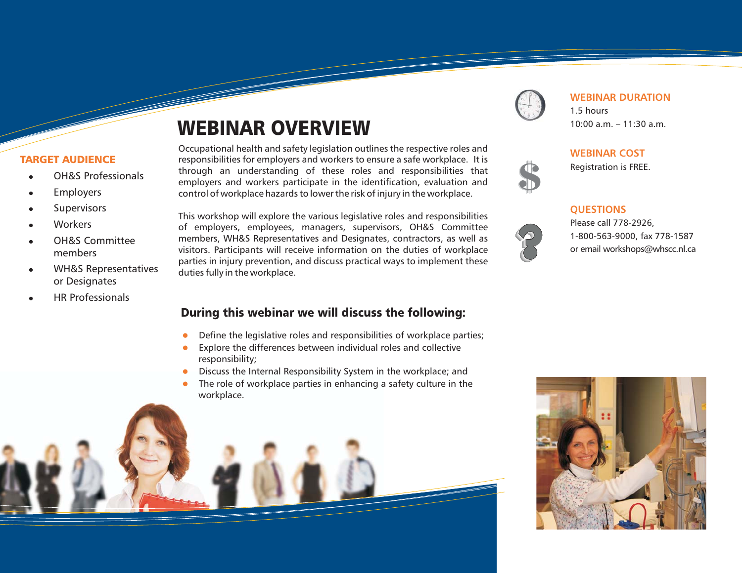# WEBINAR OVERVIEW

Occupational health and safety legislation outlines the respective roles and responsibilities for employers and workers to ensure a safe workplace. It is through an understanding of these roles and responsibilities that employers and workers participate in the identification, evaluation and control of workplace hazards to lower the risk of injury in the workplace.

This workshop will explore the various legislative roles and responsibilities of employers, employees, managers, supervisors, OH&S Committee members, WH&S Representatives and Designates, contractors, as well as visitors. Participants will receive information on the duties of workplace parties in injury prevention, and discuss practical ways to implement these duties fully in the workplace.

### During this webinar we will discuss the following:

- Define the legislative roles and responsibilities of workplace parties;
- Explore the differences between individual roles and collective responsibility;
- Discuss the Internal Responsibility System in the workplace; and
- The role of workplace parties in enhancing a safety culture in the workplace.

## TARGET AUDIENCE

- OH&S Professionals
- Employers
- Supervisors
- Workers
- OH&S Committee members
- WH&S Representatives or Designates
- HR Professionals

## WEBINAR DURATION

1.5 hours
10:00 a.m. – 11:30 a.m.

## WEBINAR COST

Registration is FREE.

## QUESTIONS

Please call 778-2926,
1-800-563-9000, fax 778-1587
or email workshops@whscc.nl.ca